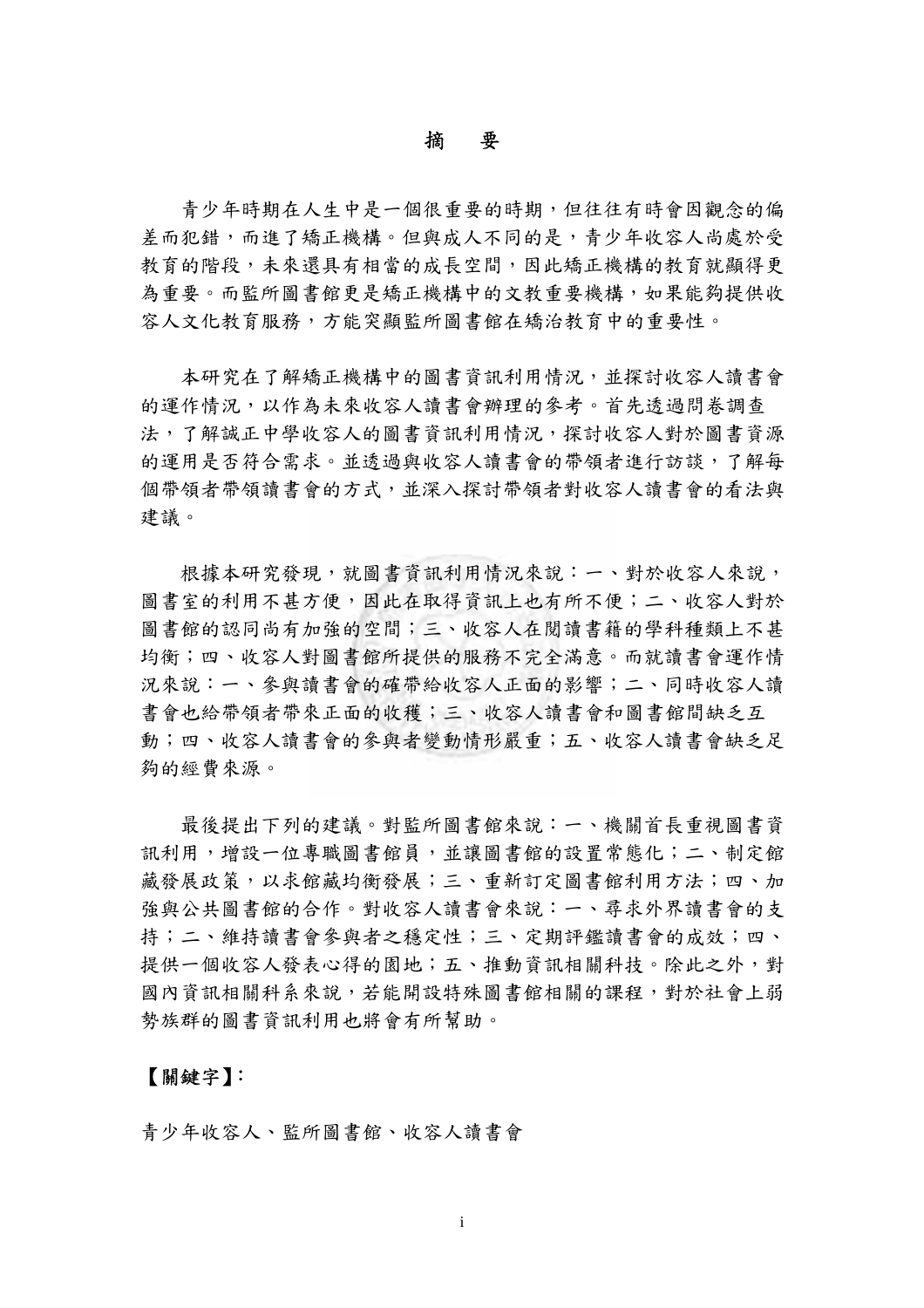# 摘　要

青少年時期在人生中是一個很重要的時期，但往往有時會因觀念的偏差而犯錯，而進了矯正機構。但與成人不同的是，青少年收容人尚處於受教育的階段，未來還具有相當的成長空間，因此矯正機構的教育就顯得更為重要。而監所圖書館更是矯正機構中的文教重要機構，如果能夠提供收容人文化教育服務，方能突顯監所圖書館在矯治教育中的重要性。

本研究在了解矯正機構中的圖書資訊利用情況，並探討收容人讀書會的運作情況，以作為未來收容人讀書會辦理的參考。首先透過問卷調查法，了解誠正中學收容人的圖書資訊利用情況，探討收容人對於圖書資源的運用是否符合需求。並透過與收容人讀書會的帶領者進行訪談，了解每個帶領者帶領讀書會的方式，並深入探討帶領者對收容人讀書會的看法與建議。

根據本研究發現，就圖書資訊利用情況來說：一、對於收容人來說，圖書室的利用不甚方便，因此在取得資訊上也有所不便；二、收容人對於圖書館的認同尚有加強的空間；三、收容人在閱讀書籍的學科種類上不甚均衡；四、收容人對圖書館所提供的服務不完全滿意。而就讀書會運作情況來說：一、參與讀書會的確帶給收容人正面的影響；二、同時收容人讀書會也給帶領者帶來正面的收穫；三、收容人讀書會和圖書館間缺乏互動；四、收容人讀書會的參與者變動情形嚴重；五、收容人讀書會缺乏足夠的經費來源。

最後提出下列的建議。對監所圖書館來說：一、機關首長重視圖書資訊利用，增設一位專職圖書館員，並讓圖書館的設置常態化；二、制定館藏發展政策，以求館藏均衡發展；三、重新訂定圖書館利用方法；四、加強與公共圖書館的合作。對收容人讀書會來說：一、尋求外界讀書會的支持；二、維持讀書會參與者之穩定性；三、定期評鑑讀書會的成效；四、提供一個收容人發表心得的園地；五、推動資訊相關科技。除此之外，對國內資訊相關科系來說，若能開設特殊圖書館相關的課程，對於社會上弱勢族群的圖書資訊利用也將會有所幫助。

**【關鍵字】：**

青少年收容人、監所圖書館、收容人讀書會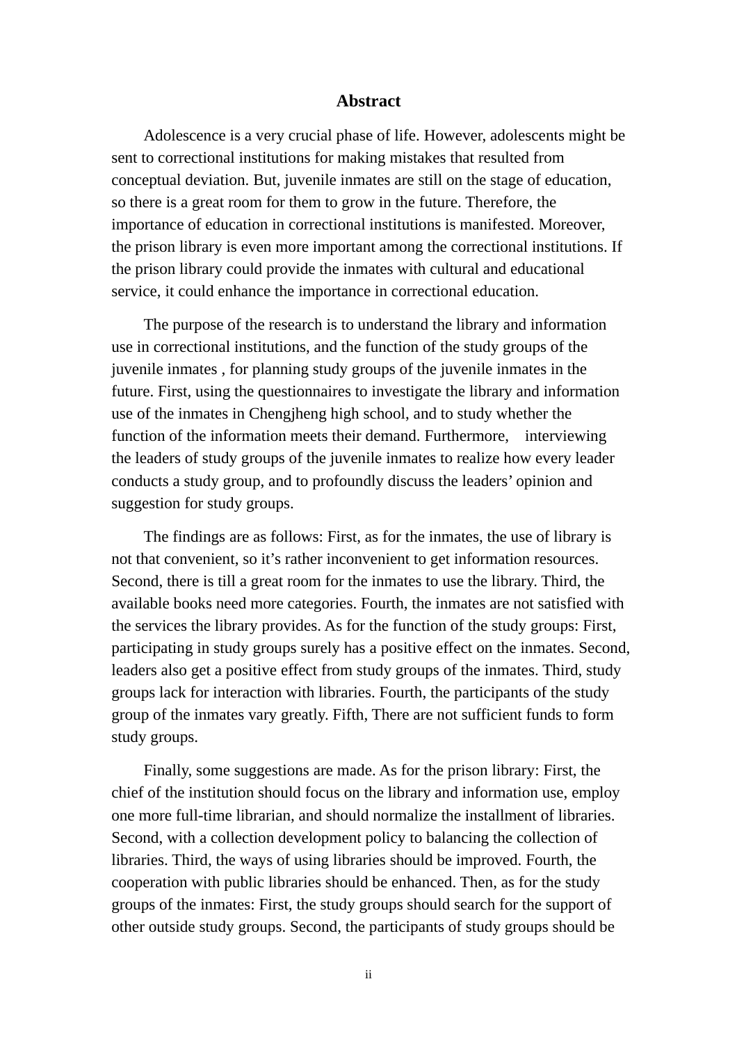# Abstract

Adolescence is a very crucial phase of life. However, adolescents might be sent to correctional institutions for making mistakes that resulted from conceptual deviation. But, juvenile inmates are still on the stage of education, so there is a great room for them to grow in the future. Therefore, the importance of education in correctional institutions is manifested. Moreover, the prison library is even more important among the correctional institutions. If the prison library could provide the inmates with cultural and educational service, it could enhance the importance in correctional education.

The purpose of the research is to understand the library and information use in correctional institutions, and the function of the study groups of the juvenile inmates , for planning study groups of the juvenile inmates in the future. First, using the questionnaires to investigate the library and information use of the inmates in Chengjheng high school, and to study whether the function of the information meets their demand. Furthermore, interviewing the leaders of study groups of the juvenile inmates to realize how every leader conducts a study group, and to profoundly discuss the leaders' opinion and suggestion for study groups.

The findings are as follows: First, as for the inmates, the use of library is not that convenient, so it's rather inconvenient to get information resources. Second, there is till a great room for the inmates to use the library. Third, the available books need more categories. Fourth, the inmates are not satisfied with the services the library provides. As for the function of the study groups: First, participating in study groups surely has a positive effect on the inmates. Second, leaders also get a positive effect from study groups of the inmates. Third, study groups lack for interaction with libraries. Fourth, the participants of the study group of the inmates vary greatly. Fifth, There are not sufficient funds to form study groups.

Finally, some suggestions are made. As for the prison library: First, the chief of the institution should focus on the library and information use, employ one more full-time librarian, and should normalize the installment of libraries. Second, with a collection development policy to balancing the collection of libraries. Third, the ways of using libraries should be improved. Fourth, the cooperation with public libraries should be enhanced. Then, as for the study groups of the inmates: First, the study groups should search for the support of other outside study groups. Second, the participants of study groups should be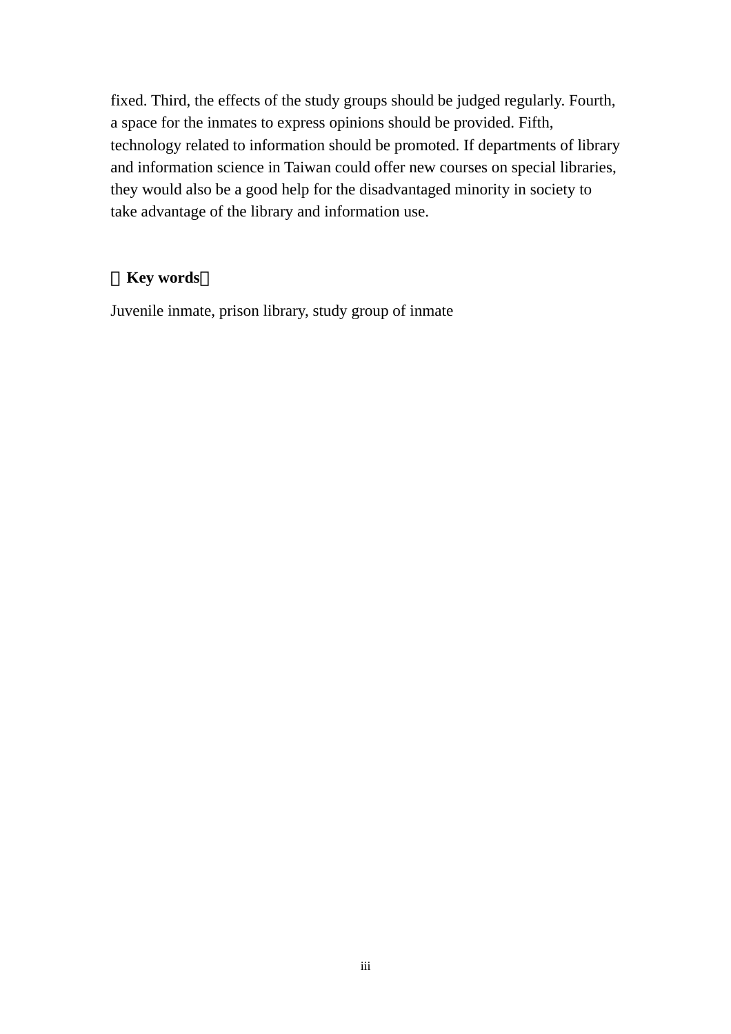fixed. Third, the effects of the study groups should be judged regularly. Fourth, a space for the inmates to express opinions should be provided. Fifth, technology related to information should be promoted. If departments of library and information science in Taiwan could offer new courses on special libraries, they would also be a good help for the disadvantaged minority in society to take advantage of the library and information use.

【**Key words**】

Juvenile inmate, prison library, study group of inmate